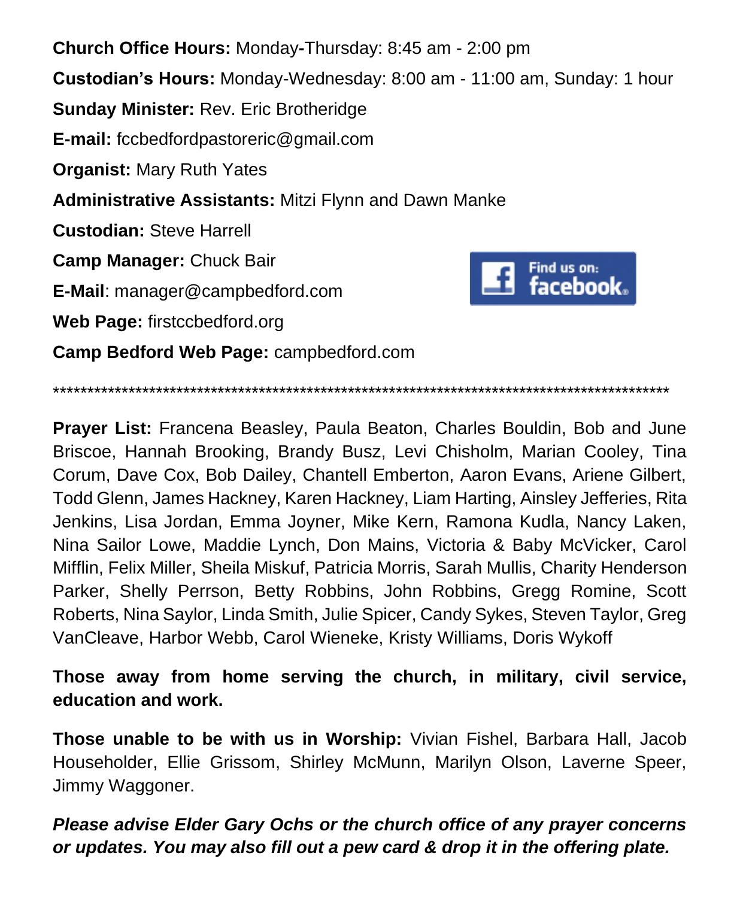**Church Office Hours:** Monday-Thursday: 8:45 am - 2:00 pm

**Custodian's Hours:** Monday-Wednesday: 8:00 am - 11:00 am, Sunday: 1 hour

**Sunday Minister:** Rev. Eric Brotheridge

**E-mail:** fccbedfordpastoreric@gmail.com

**Organist:** Mary Ruth Yates

**Administrative Assistants:** Mitzi Flynn and Dawn Manke

**Custodian:** Steve Harrell

**Camp Manager:** Chuck Bair

**E-Mail**: manager@campbedford.com

**Web Page:** firstccbedford.org

**Camp Bedford Web Page:** campbedford.com

Find us on: facebook

*********************************************************************************************

**Prayer List:** Francena Beasley, Paula Beaton, Charles Bouldin, Bob and June Briscoe, Hannah Brooking, Brandy Busz, Levi Chisholm, Marian Cooley, Tina Corum, Dave Cox, Bob Dailey, Chantell Emberton, Aaron Evans, Ariene Gilbert, Todd Glenn, James Hackney, Karen Hackney, Liam Harting, Ainsley Jefferies, Rita Jenkins, Lisa Jordan, Emma Joyner, Mike Kern, Ramona Kudla, Nancy Laken, Nina Sailor Lowe, Maddie Lynch, Don Mains, Victoria & Baby McVicker, Carol Mifflin, Felix Miller, Sheila Miskuf, Patricia Morris, Sarah Mullis, Charity Henderson Parker, Shelly Perrson, Betty Robbins, John Robbins, Gregg Romine, Scott Roberts, Nina Saylor, Linda Smith, Julie Spicer, Candy Sykes, Steven Taylor, Greg VanCleave, Harbor Webb, Carol Wieneke, Kristy Williams, Doris Wykoff

**Those away from home serving the church, in military, civil service, education and work.**

**Those unable to be with us in Worship:** Vivian Fishel, Barbara Hall, Jacob Householder, Ellie Grissom, Shirley McMunn, Marilyn Olson, Laverne Speer, Jimmy Waggoner.

***Please advise Elder Gary Ochs or the church office of any prayer concerns or updates. You may also fill out a pew card & drop it in the offering plate.***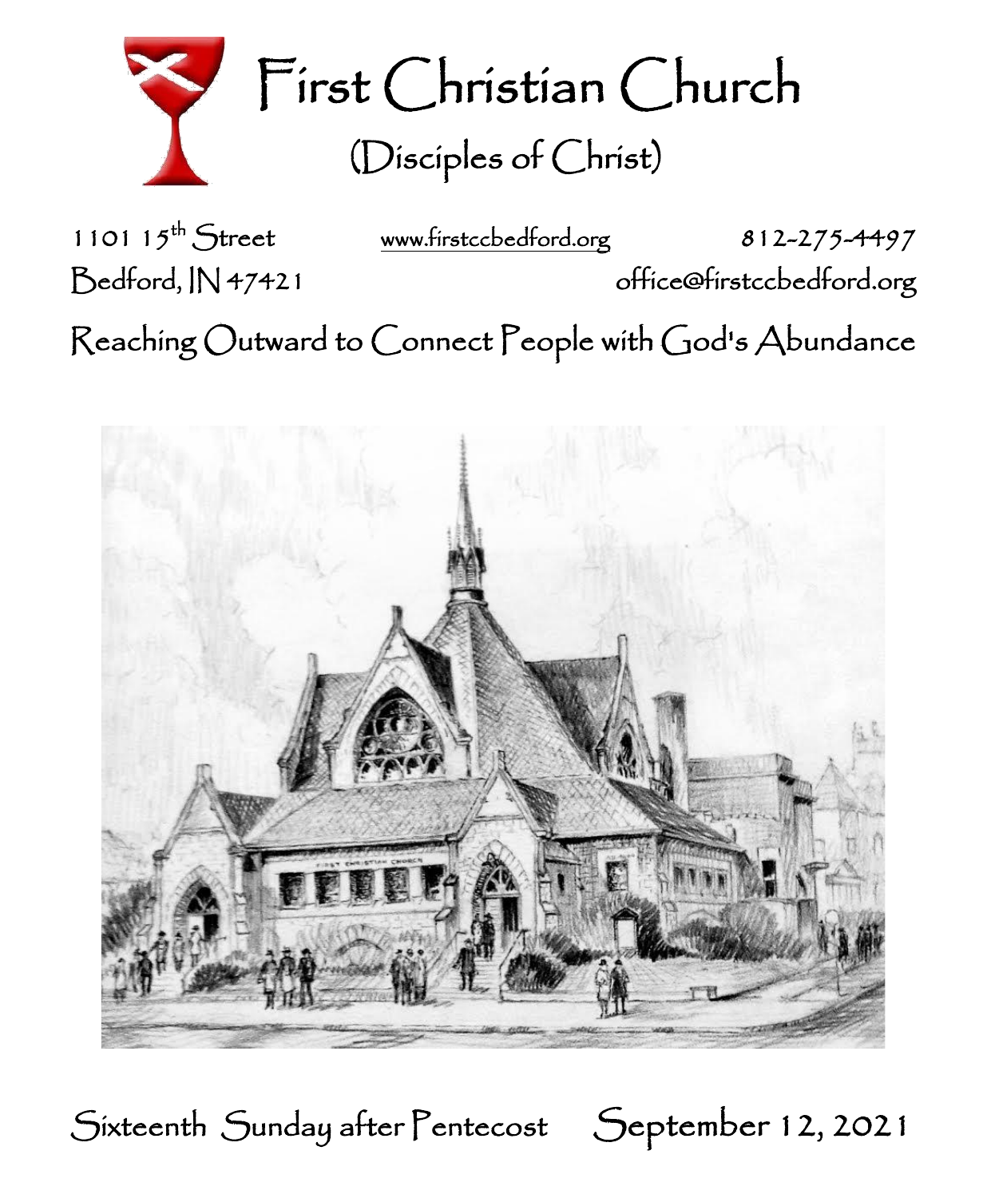# First Christian Church

## (Disciples of Christ)

1101 15th Street
Bedford, IN 47421

www.firstccbedford.org

812-275-4497
office@firstccbedford.org

Reaching Outward to Connect People with God's Abundance

Sixteenth Sunday after Pentecost    September 12, 2021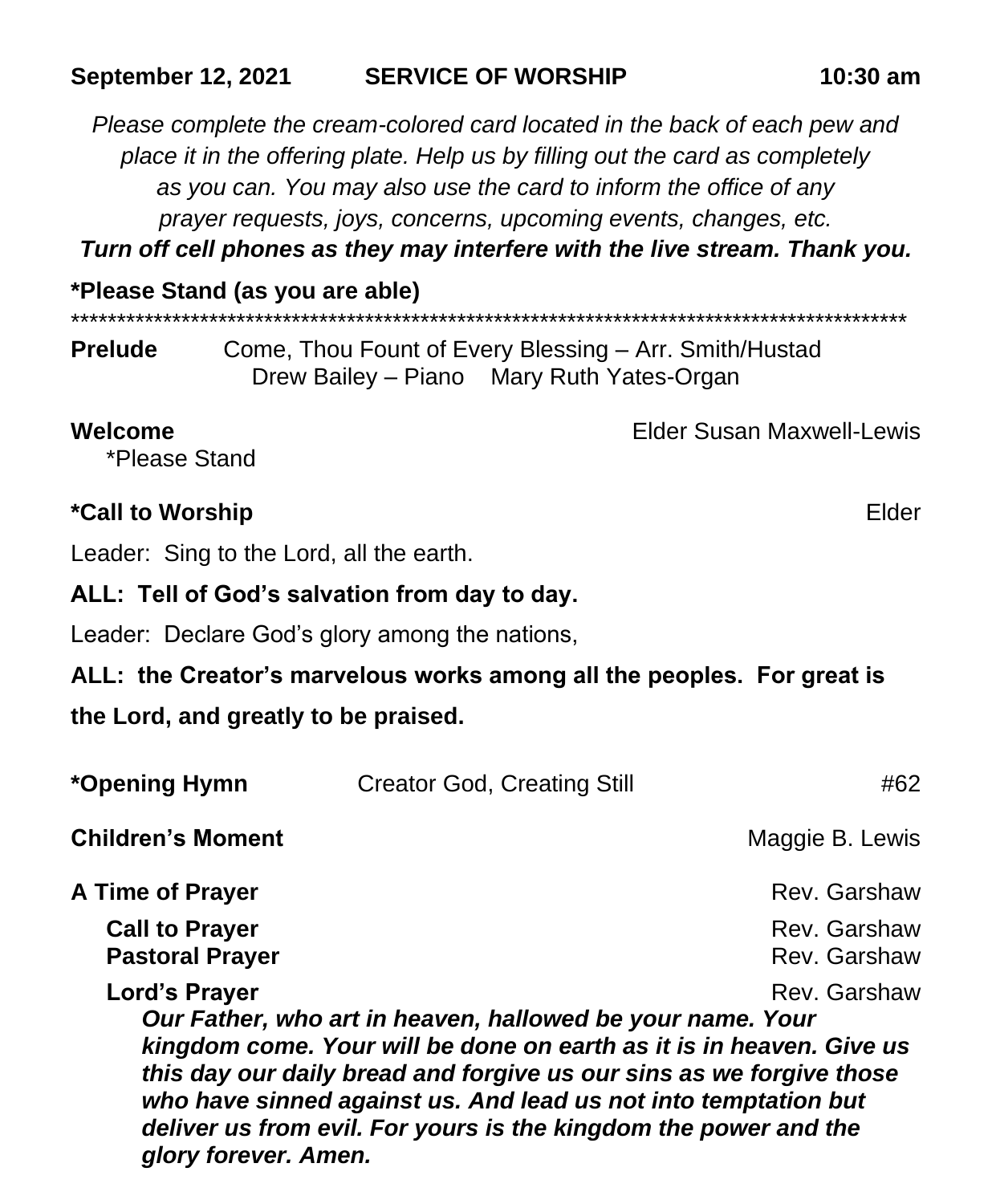**September 12, 2021 SERVICE OF WORSHIP 10:30 am**

*Please complete the cream-colored card located in the back of each pew and place it in the offering plate. Help us by filling out the card as completely as you can. You may also use the card to inform the office of any prayer requests, joys, concerns, upcoming events, changes, etc.*

***Turn off cell phones as they may interfere with the live stream. Thank you.***

**\*Please Stand (as you are able)**

\*\*\*\*\*\*\*\*\*\*\*\*\*\*\*\*\*\*\*\*\*\*\*\*\*\*\*\*\*\*\*\*\*\*\*\*\*\*\*\*\*\*\*\*\*\*\*\*\*\*\*\*\*\*\*\*\*\*\*\*\*\*\*\*\*\*\*\*\*\*\*\*\*\*\*\*\*\*\*\*\*\*\*\*\*\*\*\*\*\*

**Prelude** Come, Thou Fount of Every Blessing – Arr. Smith/Hustad
Drew Bailey – Piano Mary Ruth Yates-Organ

**Welcome** Elder Susan Maxwell-Lewis
\*Please Stand

**\*Call to Worship** Elder

Leader: Sing to the Lord, all the earth.

**ALL: Tell of God's salvation from day to day.**

Leader: Declare God's glory among the nations,

**ALL: the Creator's marvelous works among all the peoples. For great is the Lord, and greatly to be praised.**

**\*Opening Hymn** Creator God, Creating Still #62

**Children's Moment** Maggie B. Lewis

**A Time of Prayer** Rev. Garshaw

**Call to Prayer** Rev. Garshaw

**Pastoral Prayer** Rev. Garshaw

**Lord's Prayer** Rev. Garshaw

***Our Father, who art in heaven, hallowed be your name. Your kingdom come. Your will be done on earth as it is in heaven. Give us this day our daily bread and forgive us our sins as we forgive those who have sinned against us. And lead us not into temptation but deliver us from evil. For yours is the kingdom the power and the glory forever. Amen.***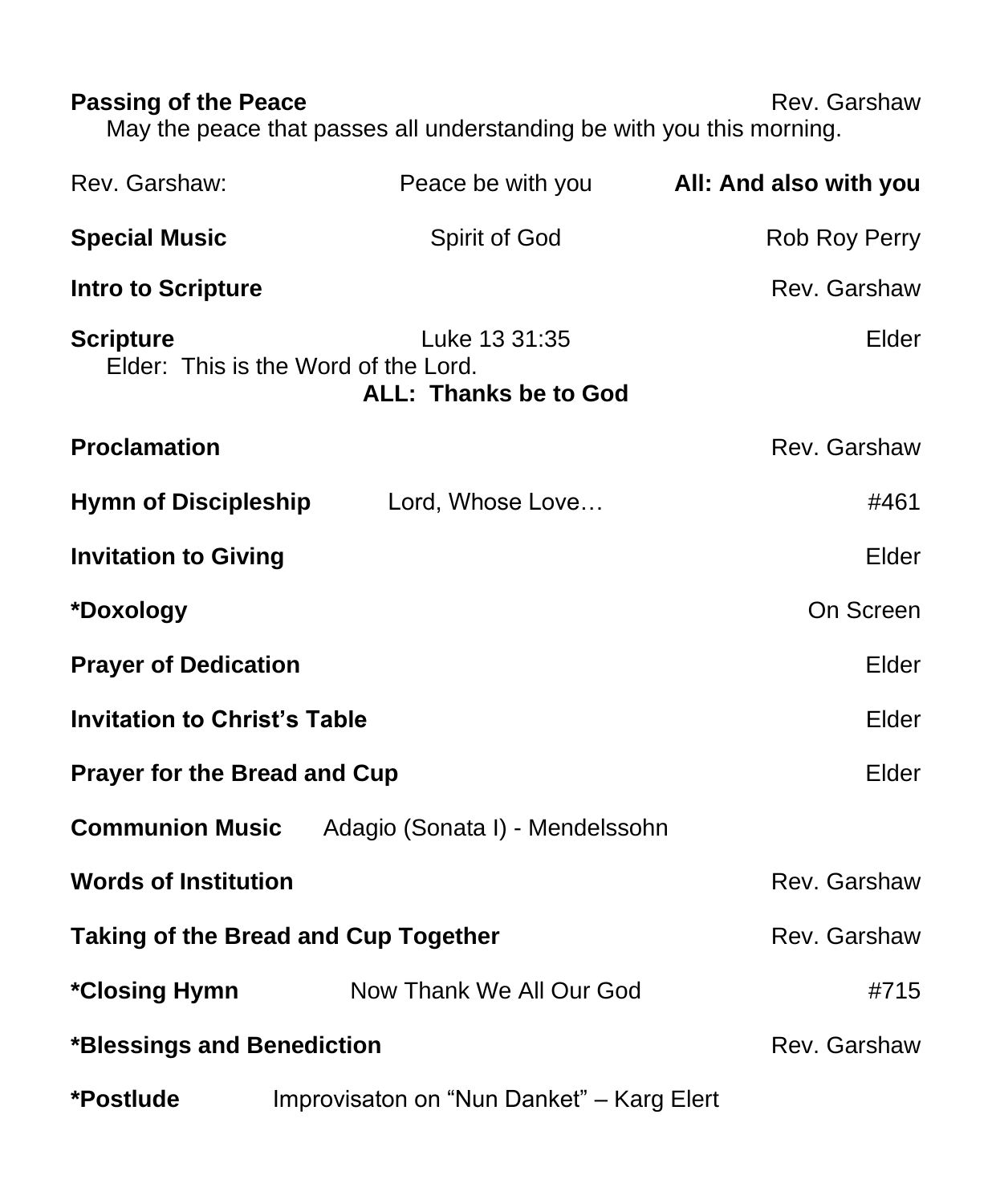**Passing of the Peace** Rev. Garshaw
May the peace that passes all understanding be with you this morning.

Rev. Garshaw: Peace be with you **All: And also with you**

**Special Music** Spirit of God Rob Roy Perry

**Intro to Scripture** Rev. Garshaw

**Scripture** Luke 13 31:35 Elder
Elder: This is the Word of the Lord.
**ALL: Thanks be to God**

**Proclamation** Rev. Garshaw

**Hymn of Discipleship** Lord, Whose Love… #461

**Invitation to Giving** Elder

***Doxology** On Screen

**Prayer of Dedication** Elder

**Invitation to Christ's Table** Elder

**Prayer for the Bread and Cup** Elder

**Communion Music** Adagio (Sonata I) - Mendelssohn

**Words of Institution** Rev. Garshaw

**Taking of the Bread and Cup Together** Rev. Garshaw

***Closing Hymn** Now Thank We All Our God #715

***Blessings and Benediction** Rev. Garshaw

***Postlude** Improvisaton on "Nun Danket" – Karg Elert